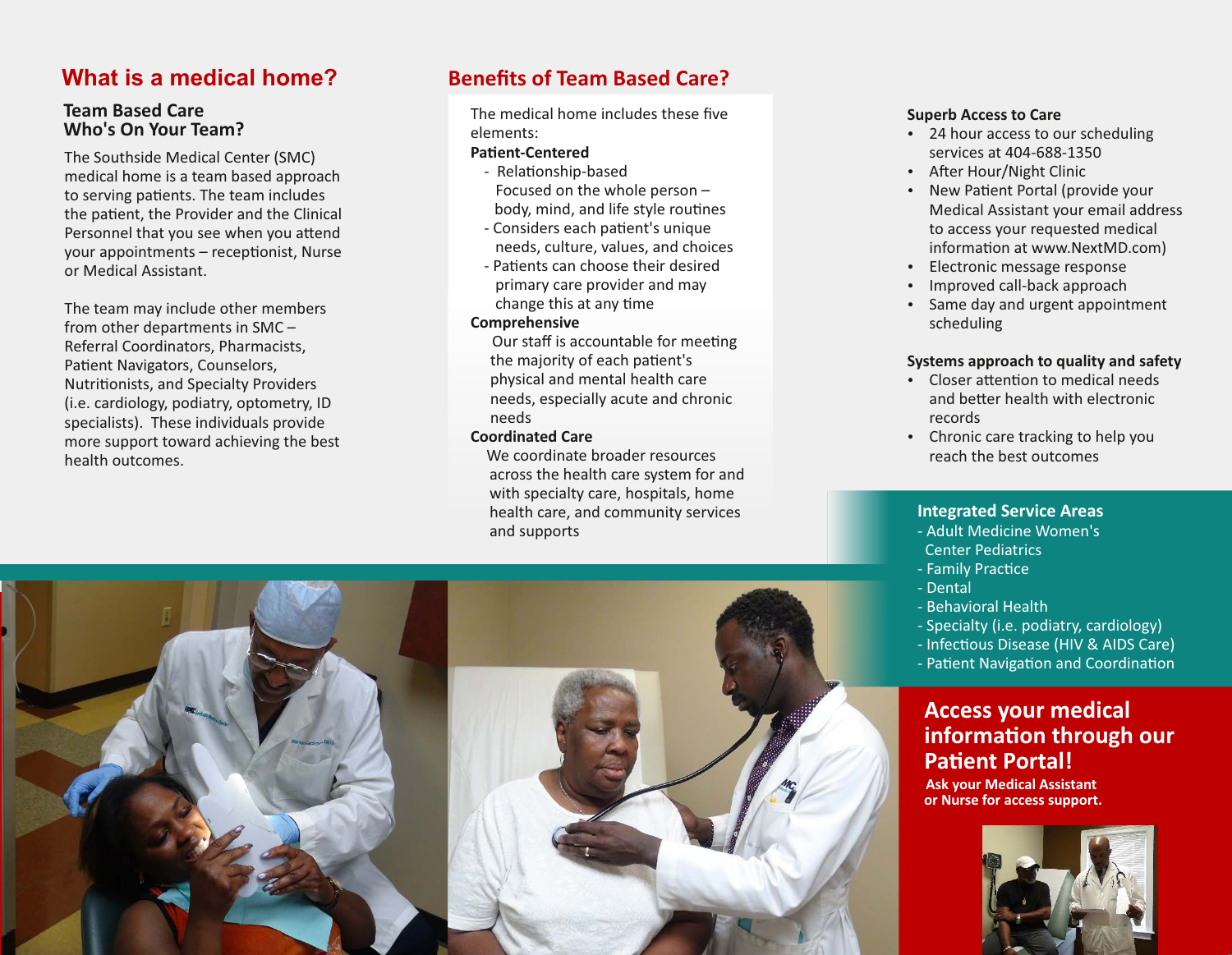## What is a medical home?

### Team Based Care
### Who's On Your Team?

The Southside Medical Center (SMC) medical home is a team based approach to serving patients. The team includes the patient, the Provider and the Clinical Personnel that you see when you attend your appointments – receptionist, Nurse or Medical Assistant.

The team may include other members from other departments in SMC – Referral Coordinators, Pharmacists, Patient Navigators, Counselors, Nutritionists, and Specialty Providers (i.e. cardiology, podiatry, optometry, ID specialists). These individuals provide more support toward achieving the best health outcomes.

## Benefits of Team Based Care?

The medical home includes these five elements:

**Patient-Centered**

- Relationship-based
  Focused on the whole person – body, mind, and life style routines
- Considers each patient's unique needs, culture, values, and choices
- Patients can choose their desired primary care provider and may change this at any time

**Comprehensive**

Our staff is accountable for meeting the majority of each patient's physical and mental health care needs, especially acute and chronic needs

**Coordinated Care**

We coordinate broader resources across the health care system for and with specialty care, hospitals, home health care, and community services and supports

**Superb Access to Care**

- 24 hour access to our scheduling services at 404-688-1350
- After Hour/Night Clinic
- New Patient Portal (provide your Medical Assistant your email address to access your requested medical information at www.NextMD.com)
- Electronic message response
- Improved call-back approach
- Same day and urgent appointment scheduling

**Systems approach to quality and safety**

- Closer attention to medical needs and better health with electronic records
- Chronic care tracking to help you reach the best outcomes

**Integrated Service Areas**

- Adult Medicine Women's Center Pediatrics
- Family Practice
- Dental
- Behavioral Health
- Specialty (i.e. podiatry, cardiology)
- Infectious Disease (HIV & AIDS Care)
- Patient Navigation and Coordination

## Access your medical information through our Patient Portal!

**Ask your Medical Assistant or Nurse for access support.**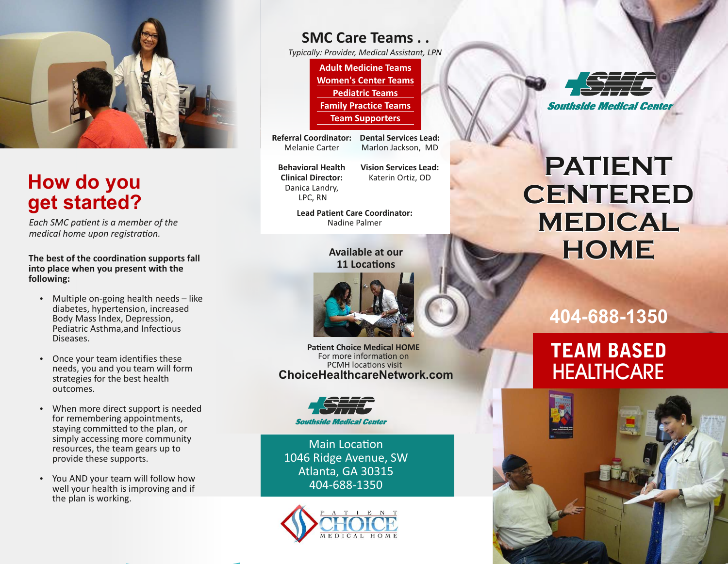# How do you get started?

*Each SMC patient is a member of the medical home upon registration.*

**The best of the coordination supports fall into place when you present with the following:**

- Multiple on-going health needs – like diabetes, hypertension, increased Body Mass Index, Depression, Pediatric Asthma,and Infectious Diseases.
- Once your team identifies these needs, you and you team will form strategies for the best health outcomes.
- When more direct support is needed for remembering appointments, staying committed to the plan, or simply accessing more community resources, the team gears up to provide these supports.
- You AND your team will follow how well your health is improving and if the plan is working.

## SMC Care Teams . .

*Typically: Provider, Medical Assistant, LPN*

Adult Medicine Teams
Women's Center Teams
Pediatric Teams
Family Practice Teams
Team Supporters

**Referral Coordinator:**
Melanie Carter

**Dental Services Lead:**
Marlon Jackson, MD

**Behavioral Health Clinical Director:**
Danica Landry, LPC, RN

**Vision Services Lead:**
Katerin Ortiz, OD

**Lead Patient Care Coordinator:**
Nadine Palmer

**Available at our 11 Locations**

**Patient Choice Medical HOME**
For more information on PCMH locations visit
**ChoiceHealthcareNetwork.com**

Southside Medical Center

Main Location
1046 Ridge Avenue, SW
Atlanta, GA 30315
404-688-1350

PATIENT CHOICE MEDICAL HOME

SMC
Southside Medical Center

# PATIENT CENTERED MEDICAL HOME

**404-688-1350**

## TEAM BASED HEALTHCARE